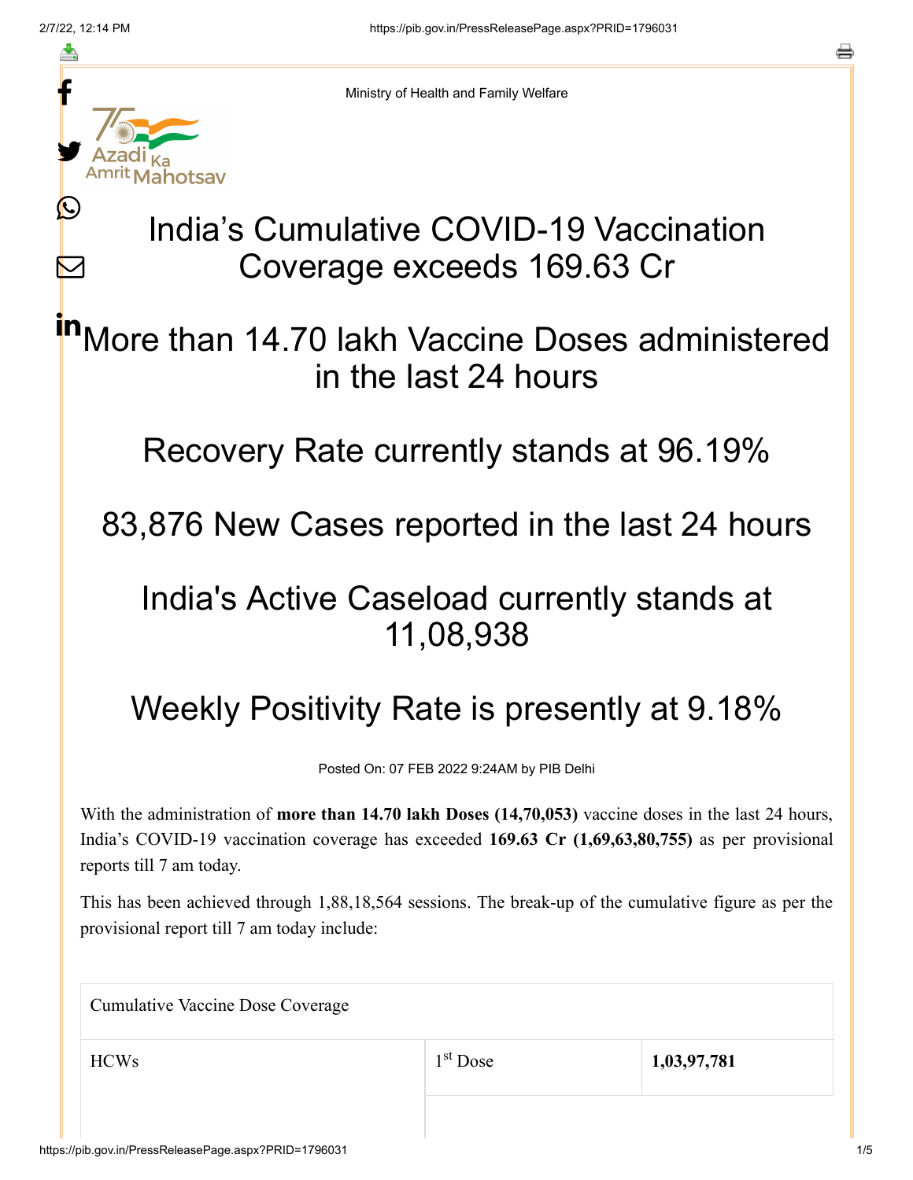Ministry of Health and Family Welfare

# India's Cumulative COVID-19 Vaccination Coverage exceeds 169.63 Cr

## More than 14.70 lakh Vaccine Doses administered in the last 24 hours

## Recovery Rate currently stands at 96.19%

## 83,876 New Cases reported in the last 24 hours

## India's Active Caseload currently stands at 11,08,938

## Weekly Positivity Rate is presently at 9.18%

Posted On: 07 FEB 2022 9:24AM by PIB Delhi

With the administration of **more than 14.70 lakh Doses (14,70,053)** vaccine doses in the last 24 hours, India's COVID-19 vaccination coverage has exceeded **169.63 Cr (1,69,63,80,755)** as per provisional reports till 7 am today.

This has been achieved through 1,88,18,564 sessions. The break-up of the cumulative figure as per the provisional report till 7 am today include:

| Cumulative Vaccine Dose Coverage | | |
|---|---|---|
| HCWs | 1st Dose | **1,03,97,781** |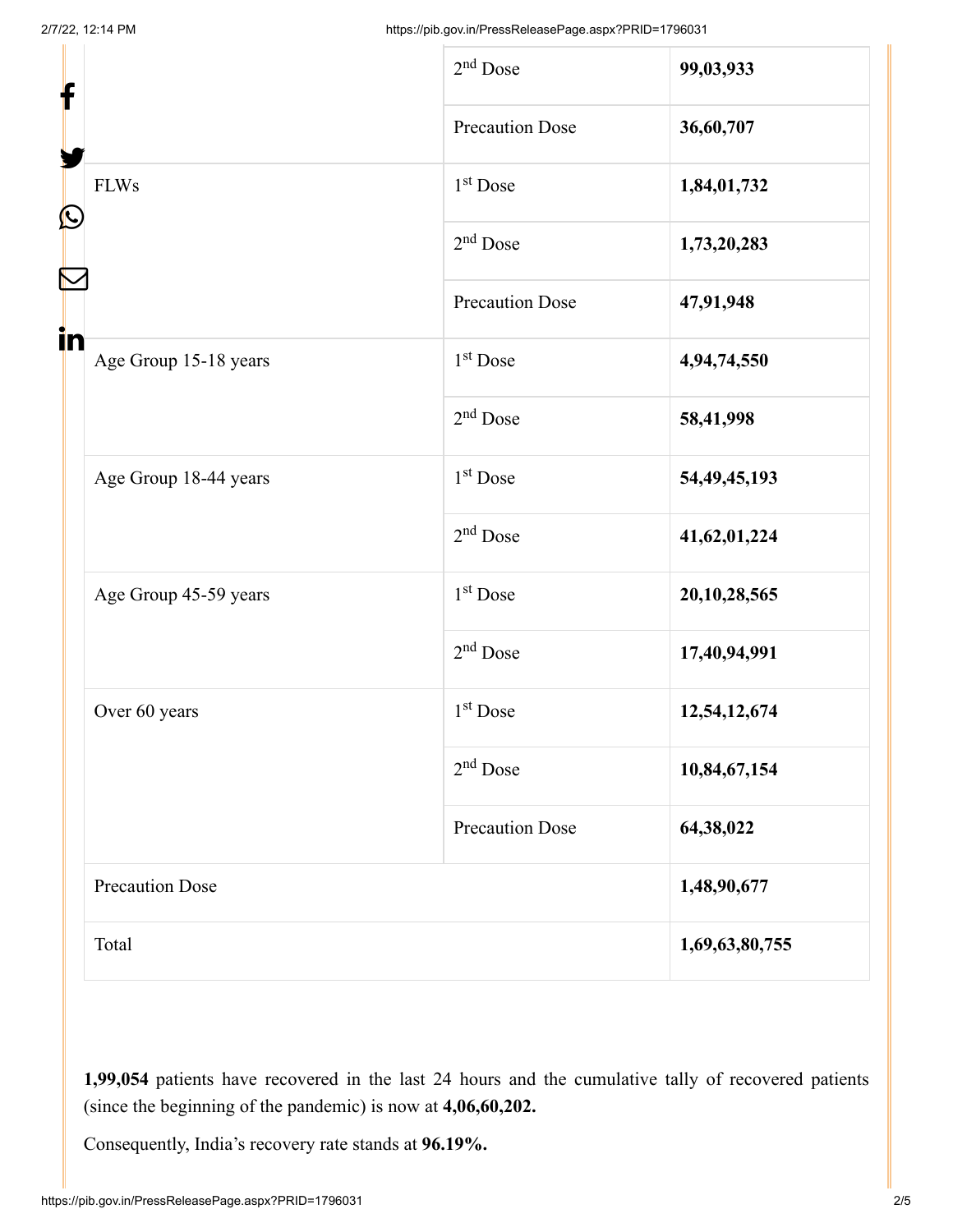| | | |
|---|---|---|
| | 2nd Dose | **99,03,933** |
| | Precaution Dose | **36,60,707** |
| FLWs | 1st Dose | **1,84,01,732** |
| | 2nd Dose | **1,73,20,283** |
| | Precaution Dose | **47,91,948** |
| Age Group 15-18 years | 1st Dose | **4,94,74,550** |
| | 2nd Dose | **58,41,998** |
| Age Group 18-44 years | 1st Dose | **54,49,45,193** |
| | 2nd Dose | **41,62,01,224** |
| Age Group 45-59 years | 1st Dose | **20,10,28,565** |
| | 2nd Dose | **17,40,94,991** |
| Over 60 years | 1st Dose | **12,54,12,674** |
| | 2nd Dose | **10,84,67,154** |
| | Precaution Dose | **64,38,022** |
| Precaution Dose | | **1,48,90,677** |
| Total | | **1,69,63,80,755** |

**1,99,054** patients have recovered in the last 24 hours and the cumulative tally of recovered patients (since the beginning of the pandemic) is now at **4,06,60,202.**

Consequently, India's recovery rate stands at **96.19%.**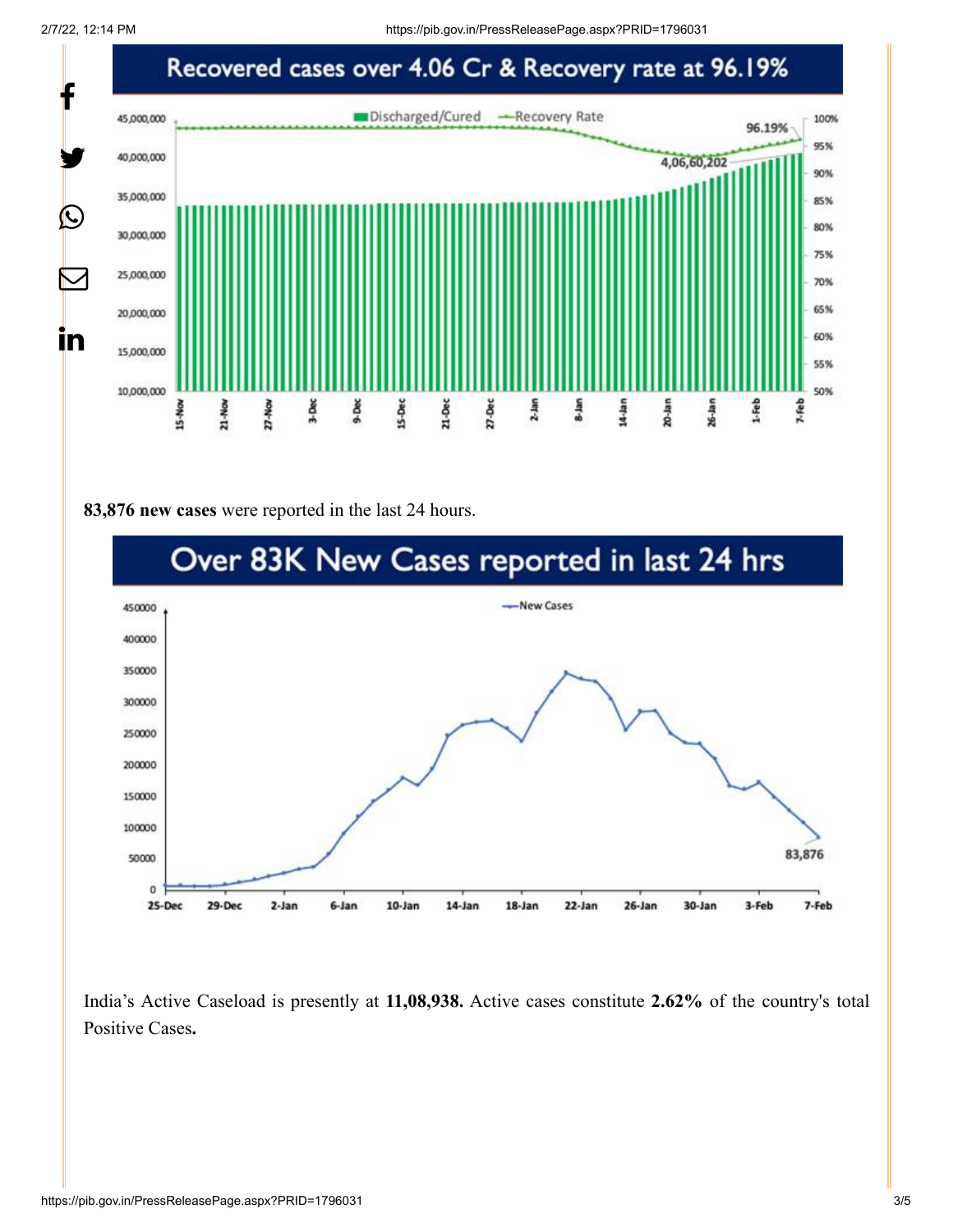Recovered cases over 4.06 Cr & Recovery rate at 96.19%

**83,876 new cases** were reported in the last 24 hours.

Over 83K New Cases reported in last 24 hrs

India's Active Caseload is presently at **11,08,938.** Active cases constitute **2.62%** of the country's total Positive Cases**.**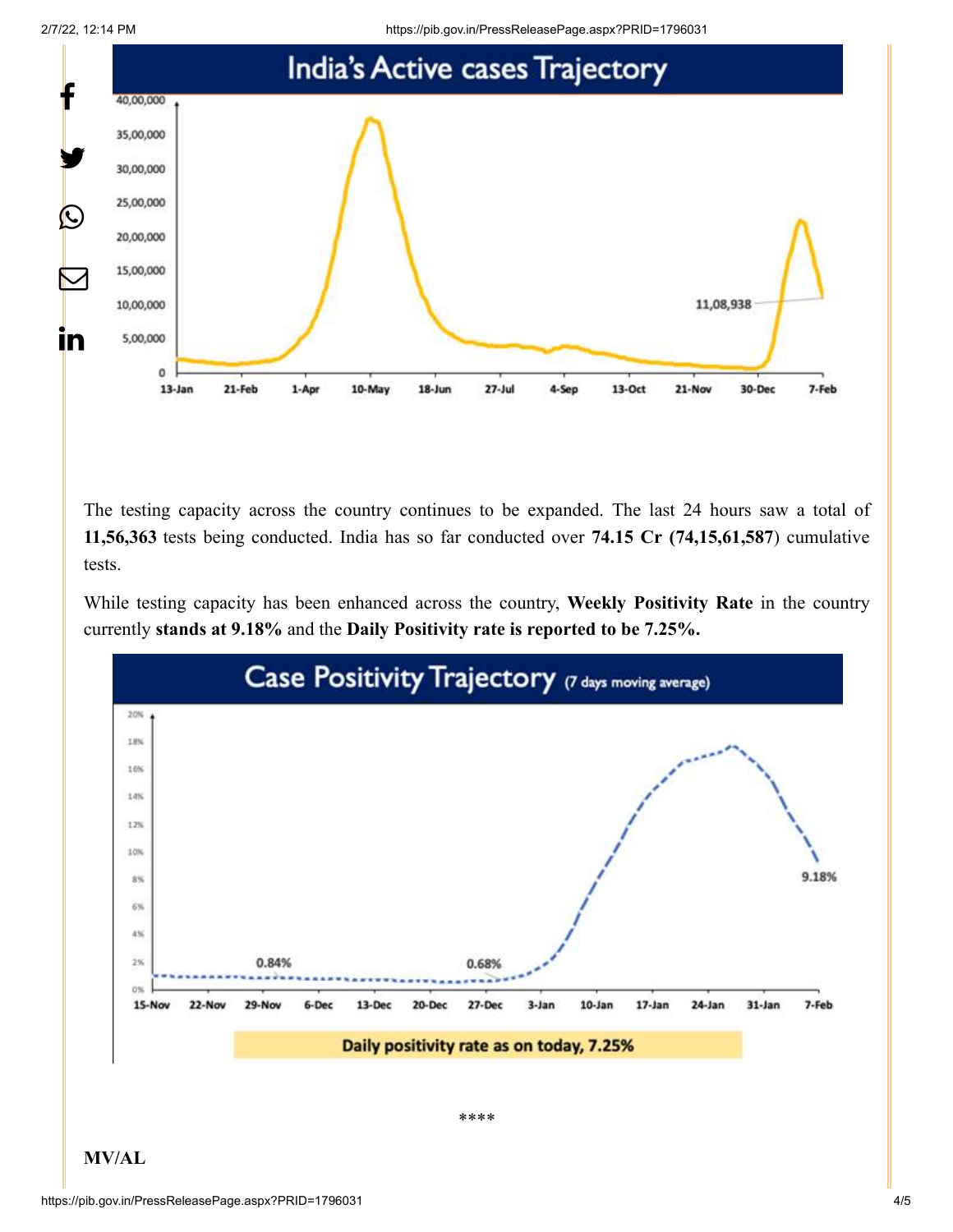The testing capacity across the country continues to be expanded. The last 24 hours saw a total of **11,56,363** tests being conducted. India has so far conducted over **74.15 Cr (74,15,61,587**) cumulative tests.

While testing capacity has been enhanced across the country, **Weekly Positivity Rate** in the country currently **stands at 9.18%** and the **Daily Positivity rate is reported to be 7.25%.**

\*\*\*\*

**MV/AL**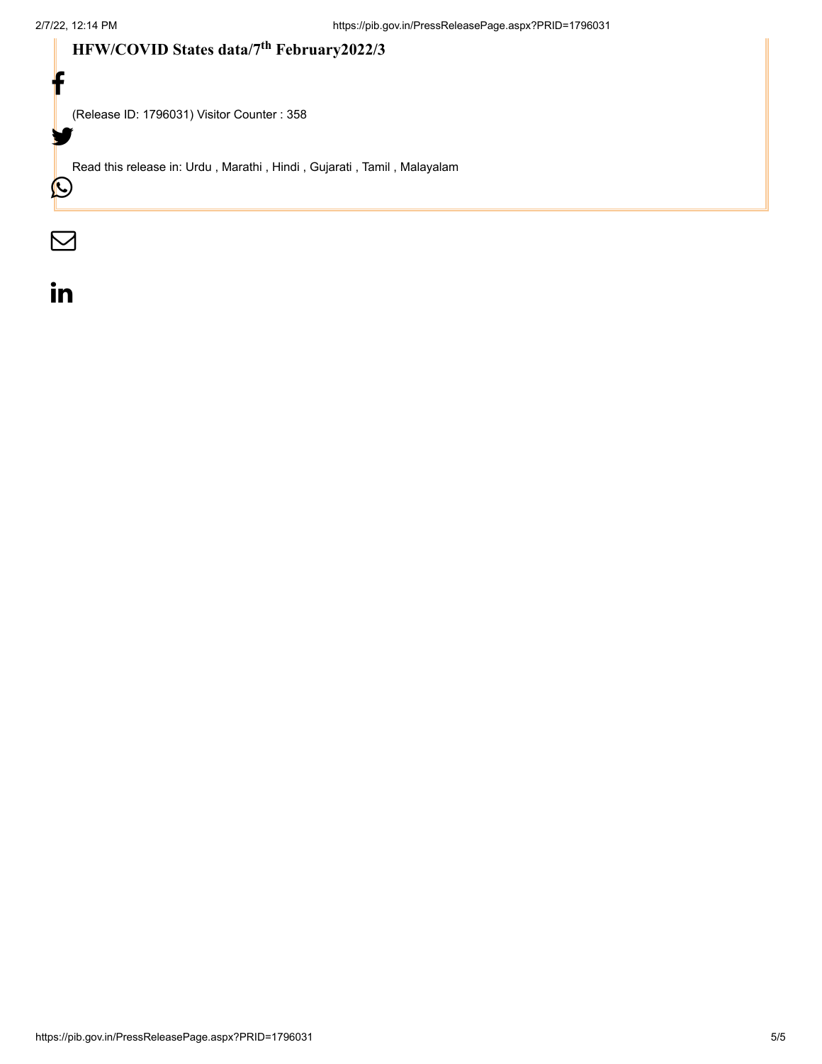**HFW/COVID States data/7th February2022/3**

(Release ID: 1796031) Visitor Counter : 358

Read this release in: Urdu , Marathi , Hindi , Gujarati , Tamil , Malayalam